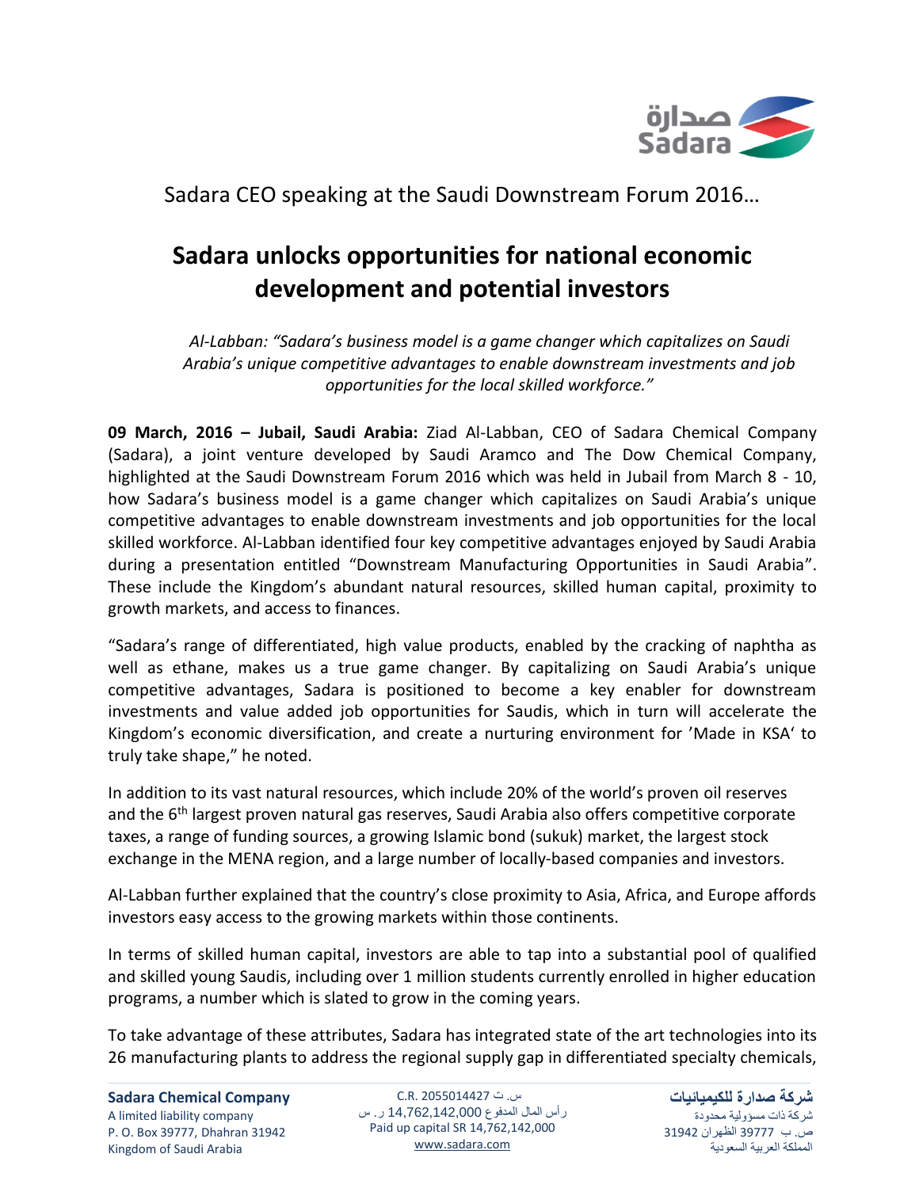Sadara CEO speaking at the Saudi Downstream Forum 2016…

# Sadara unlocks opportunities for national economic development and potential investors

*Al-Labban: "Sadara's business model is a game changer which capitalizes on Saudi Arabia's unique competitive advantages to enable downstream investments and job opportunities for the local skilled workforce."*

**09 March, 2016 – Jubail, Saudi Arabia:** Ziad Al-Labban, CEO of Sadara Chemical Company (Sadara), a joint venture developed by Saudi Aramco and The Dow Chemical Company, highlighted at the Saudi Downstream Forum 2016 which was held in Jubail from March 8 - 10, how Sadara's business model is a game changer which capitalizes on Saudi Arabia's unique competitive advantages to enable downstream investments and job opportunities for the local skilled workforce. Al-Labban identified four key competitive advantages enjoyed by Saudi Arabia during a presentation entitled "Downstream Manufacturing Opportunities in Saudi Arabia". These include the Kingdom's abundant natural resources, skilled human capital, proximity to growth markets, and access to finances.

"Sadara's range of differentiated, high value products, enabled by the cracking of naphtha as well as ethane, makes us a true game changer. By capitalizing on Saudi Arabia's unique competitive advantages, Sadara is positioned to become a key enabler for downstream investments and value added job opportunities for Saudis, which in turn will accelerate the Kingdom's economic diversification, and create a nurturing environment for 'Made in KSA' to truly take shape," he noted.

In addition to its vast natural resources, which include 20% of the world's proven oil reserves and the 6th largest proven natural gas reserves, Saudi Arabia also offers competitive corporate taxes, a range of funding sources, a growing Islamic bond (sukuk) market, the largest stock exchange in the MENA region, and a large number of locally-based companies and investors.

Al-Labban further explained that the country's close proximity to Asia, Africa, and Europe affords investors easy access to the growing markets within those continents.

In terms of skilled human capital, investors are able to tap into a substantial pool of qualified and skilled young Saudis, including over 1 million students currently enrolled in higher education programs, a number which is slated to grow in the coming years.

To take advantage of these attributes, Sadara has integrated state of the art technologies into its 26 manufacturing plants to address the regional supply gap in differentiated specialty chemicals,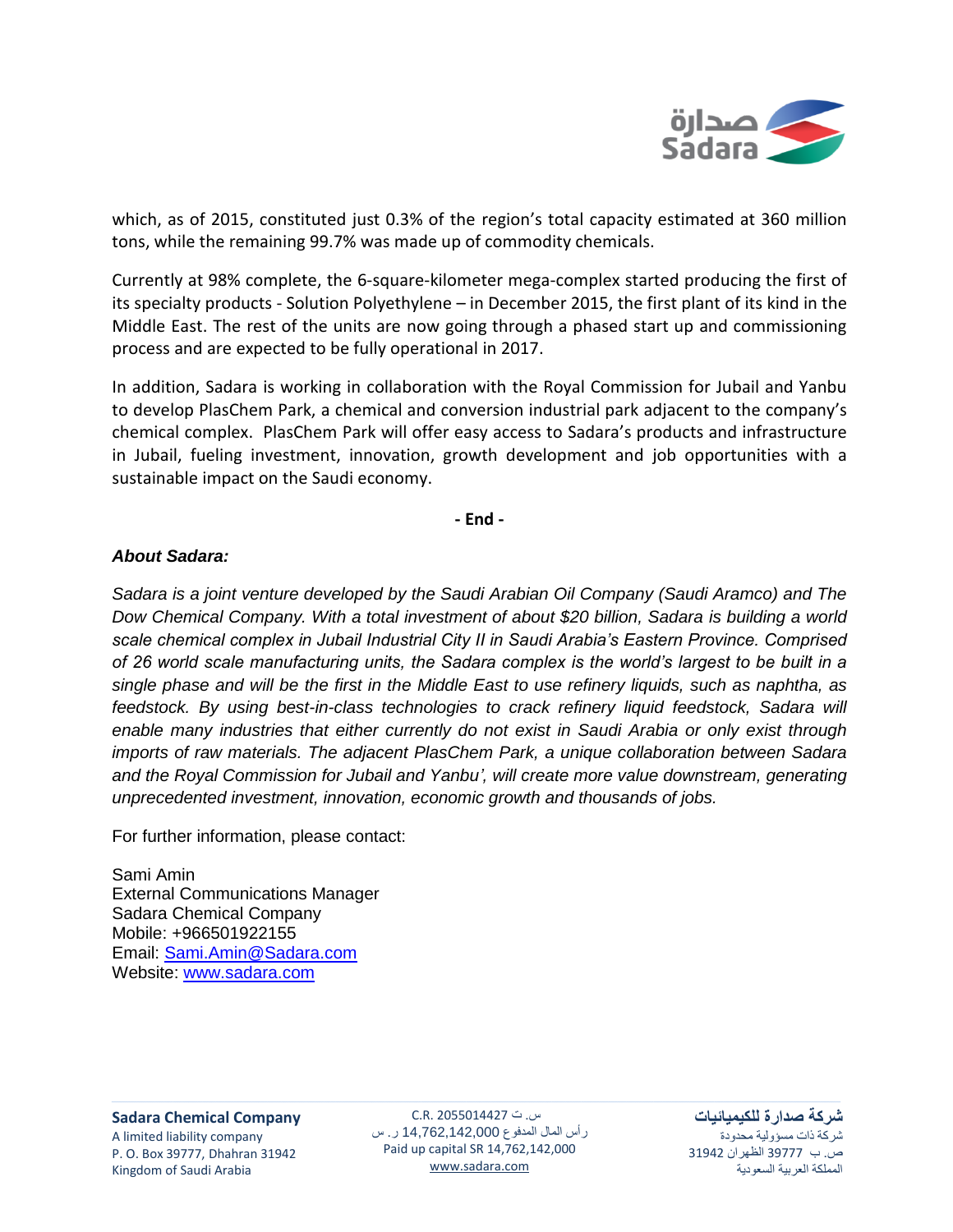which, as of 2015, constituted just 0.3% of the region's total capacity estimated at 360 million tons, while the remaining 99.7% was made up of commodity chemicals.

Currently at 98% complete, the 6-square-kilometer mega-complex started producing the first of its specialty products - Solution Polyethylene – in December 2015, the first plant of its kind in the Middle East. The rest of the units are now going through a phased start up and commissioning process and are expected to be fully operational in 2017.

In addition, Sadara is working in collaboration with the Royal Commission for Jubail and Yanbu to develop PlasChem Park, a chemical and conversion industrial park adjacent to the company's chemical complex. PlasChem Park will offer easy access to Sadara's products and infrastructure in Jubail, fueling investment, innovation, growth development and job opportunities with a sustainable impact on the Saudi economy.

**- End -**

***About Sadara:***

*Sadara is a joint venture developed by the Saudi Arabian Oil Company (Saudi Aramco) and The Dow Chemical Company. With a total investment of about $20 billion, Sadara is building a world scale chemical complex in Jubail Industrial City II in Saudi Arabia's Eastern Province. Comprised of 26 world scale manufacturing units, the Sadara complex is the world's largest to be built in a single phase and will be the first in the Middle East to use refinery liquids, such as naphtha, as feedstock. By using best-in-class technologies to crack refinery liquid feedstock, Sadara will enable many industries that either currently do not exist in Saudi Arabia or only exist through imports of raw materials. The adjacent PlasChem Park, a unique collaboration between Sadara and the Royal Commission for Jubail and Yanbu', will create more value downstream, generating unprecedented investment, innovation, economic growth and thousands of jobs.*

For further information, please contact:

Sami Amin
External Communications Manager
Sadara Chemical Company
Mobile: +966501922155
Email: Sami.Amin@Sadara.com
Website: www.sadara.com